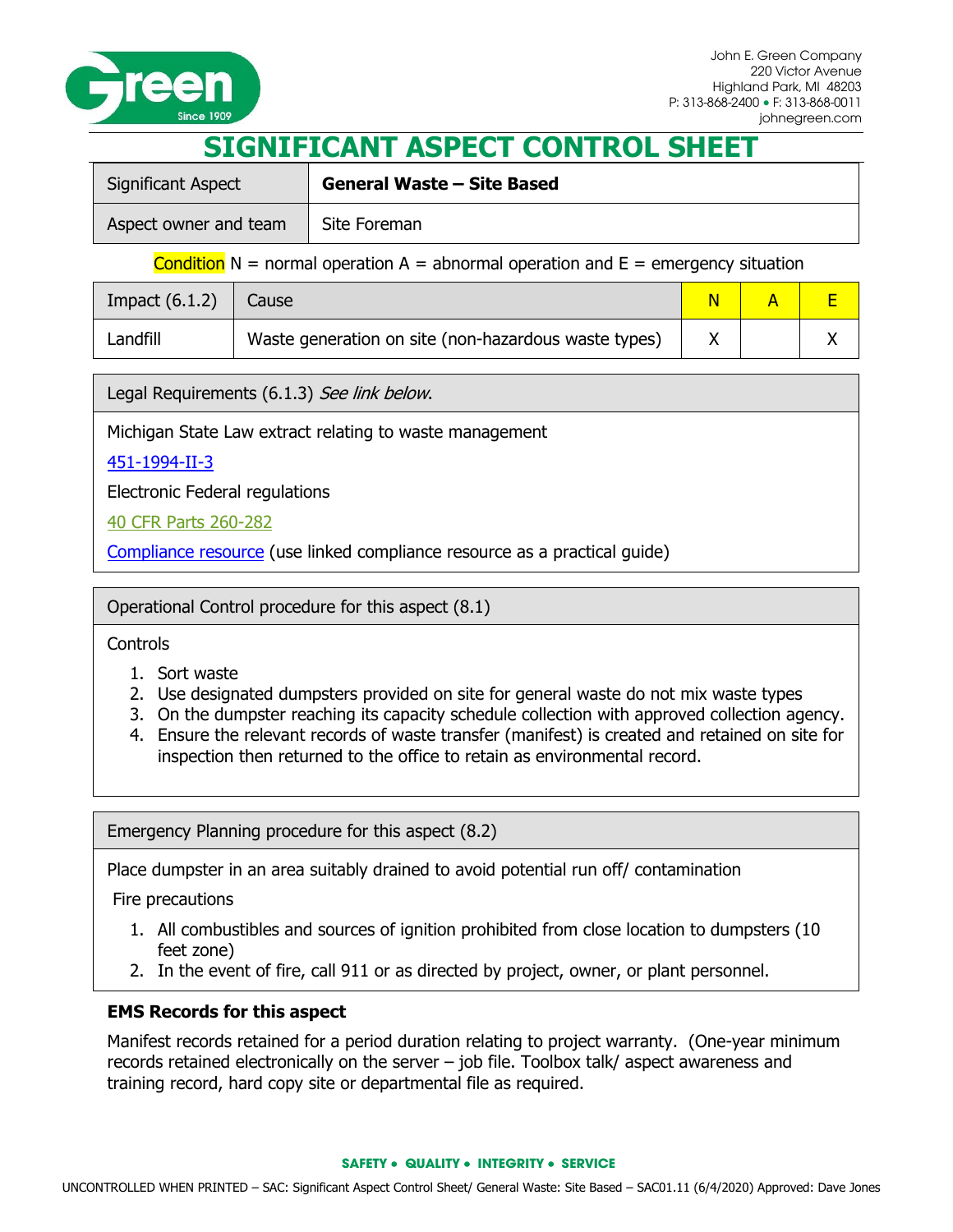John E. Green Company
220 Victor Avenue
Highland Park, MI 48203
P: 313-868-2400 • F: 313-868-0011
johnegreen.com

# SIGNIFICANT ASPECT CONTROL SHEET

| Significant Aspect | **General Waste – Site Based** |
|---|---|
| Aspect owner and team | Site Foreman |

Condition N = normal operation A = abnormal operation and E = emergency situation

| Impact (6.1.2) | Cause | N | A | E |
|---|---|---|---|---|
| Landfill | Waste generation on site (non-hazardous waste types) | X | | X |

Legal Requirements (6.1.3) *See link below*.

Michigan State Law extract relating to waste management

451-1994-II-3

Electronic Federal regulations

40 CFR Parts 260-282

Compliance resource (use linked compliance resource as a practical guide)

Operational Control procedure for this aspect (8.1)

Controls

1. Sort waste
2. Use designated dumpsters provided on site for general waste do not mix waste types
3. On the dumpster reaching its capacity schedule collection with approved collection agency.
4. Ensure the relevant records of waste transfer (manifest) is created and retained on site for inspection then returned to the office to retain as environmental record.

Emergency Planning procedure for this aspect (8.2)

Place dumpster in an area suitably drained to avoid potential run off/ contamination

Fire precautions

1. All combustibles and sources of ignition prohibited from close location to dumpsters (10 feet zone)
2. In the event of fire, call 911 or as directed by project, owner, or plant personnel.

**EMS Records for this aspect**

Manifest records retained for a period duration relating to project warranty. (One-year minimum records retained electronically on the server – job file. Toolbox talk/ aspect awareness and training record, hard copy site or departmental file as required.

SAFETY • QUALITY • INTEGRITY • SERVICE

UNCONTROLLED WHEN PRINTED – SAC: Significant Aspect Control Sheet/ General Waste: Site Based – SAC01.11 (6/4/2020) Approved: Dave Jones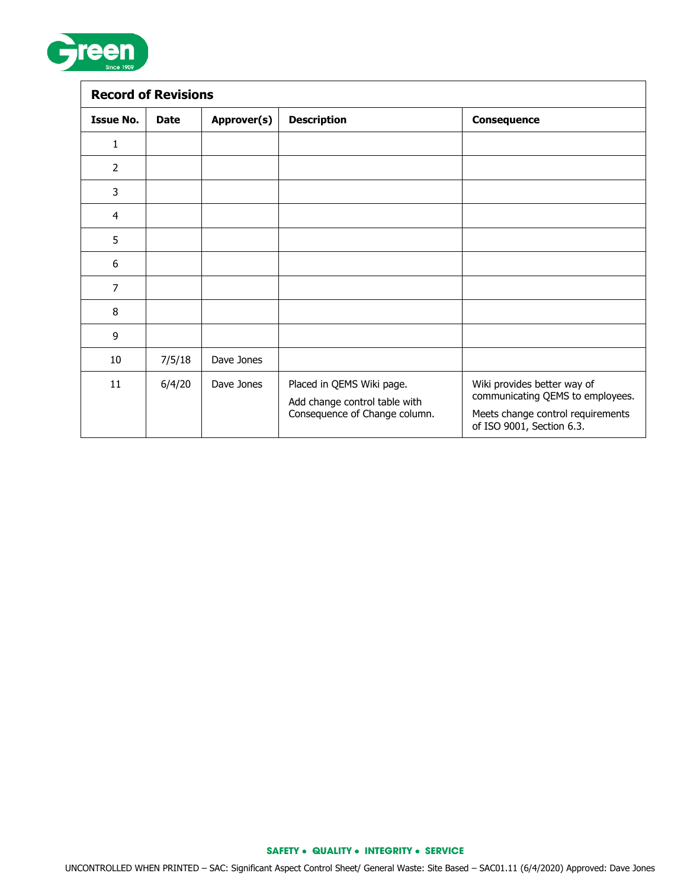## Record of Revisions

| Issue No. | Date | Approver(s) | Description | Consequence |
|---|---|---|---|---|
| 1 | | | | |
| 2 | | | | |
| 3 | | | | |
| 4 | | | | |
| 5 | | | | |
| 6 | | | | |
| 7 | | | | |
| 8 | | | | |
| 9 | | | | |
| 10 | 7/5/18 | Dave Jones | | |
| 11 | 6/4/20 | Dave Jones | Placed in QEMS Wiki page. Add change control table with Consequence of Change column. | Wiki provides better way of communicating QEMS to employees. Meets change control requirements of ISO 9001, Section 6.3. |

**SAFETY • QUALITY • INTEGRITY • SERVICE**

UNCONTROLLED WHEN PRINTED – SAC: Significant Aspect Control Sheet/ General Waste: Site Based – SAC01.11 (6/4/2020) Approved: Dave Jones